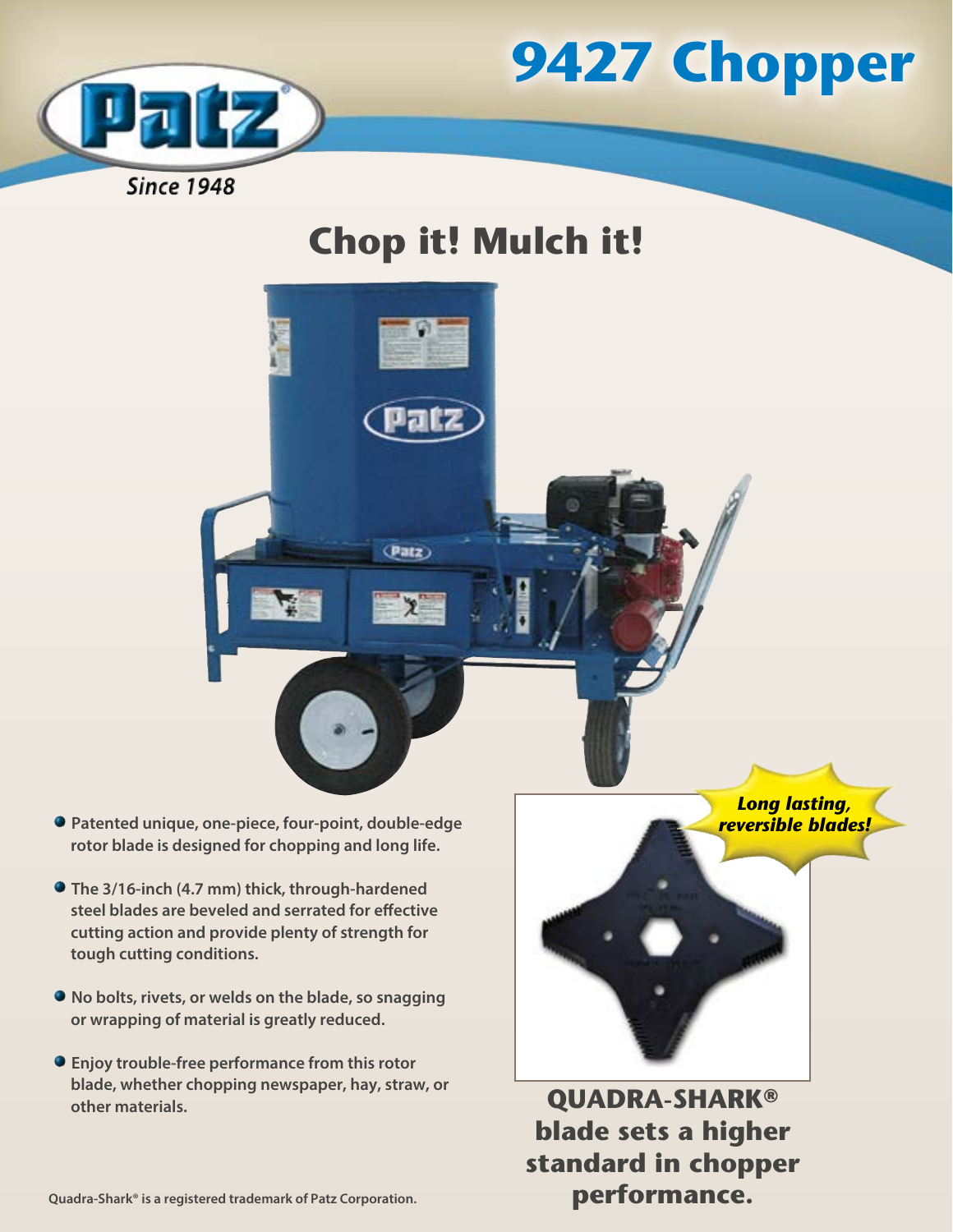# 9427 Chopper

Patz

*Since 1948*

## Chop it! Mulch it!

- **Patented unique, one-piece, four-point, double-edge rotor blade is designed for chopping and long life.**
- **The 3/16-inch (4.7 mm) thick, through-hardened steel blades are beveled and serrated for effective cutting action and provide plenty of strength for tough cutting conditions.**
- **No bolts, rivets, or welds on the blade, so snagging or wrapping of material is greatly reduced.**
- **Enjoy trouble-free performance from this rotor blade, whether chopping newspaper, hay, straw, or other materials.**

***Long lasting, reversible blades!***

**QUADRA-SHARK® blade sets a higher standard in chopper performance.**

Quadra-Shark® is a registered trademark of Patz Corporation.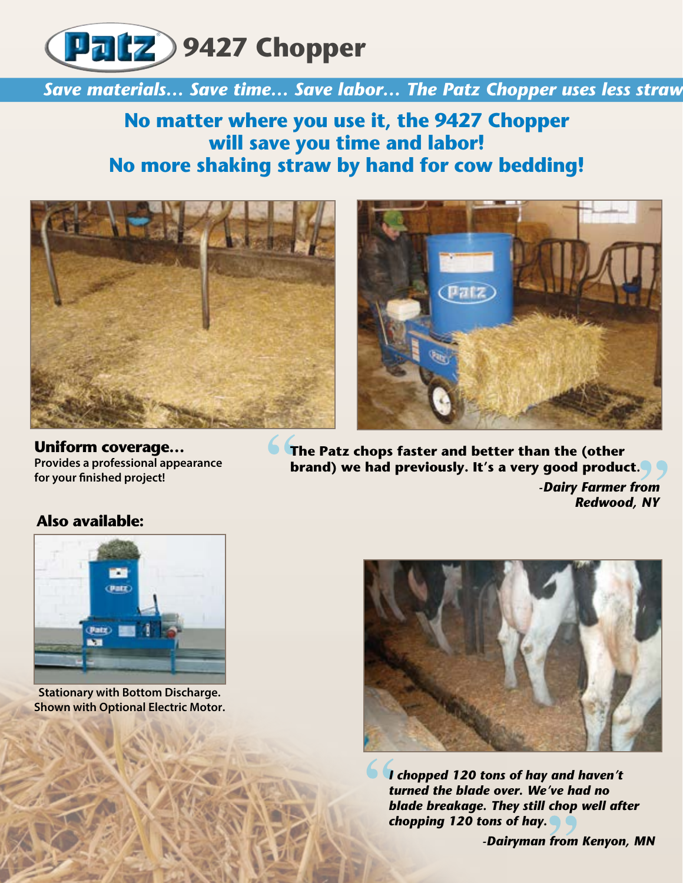# Patz 9427 Chopper

***Save materials… Save time… Save labor… The Patz Chopper uses less straw***

## No matter where you use it, the 9427 Chopper will save you time and labor! No more shaking straw by hand for cow bedding!

**Uniform coverage…**
**Provides a professional appearance for your finished project!**

> **"The Patz chops faster and better than the (other brand) we had previously. It's a very good product."**
>
> ***-Dairy Farmer from Redwood, NY***

### Also available:

**Stationary with Bottom Discharge. Shown with Optional Electric Motor.**

> ***"I chopped 120 tons of hay and haven't turned the blade over. We've had no blade breakage. They still chop well after chopping 120 tons of hay."***
>
> ***-Dairyman from Kenyon, MN***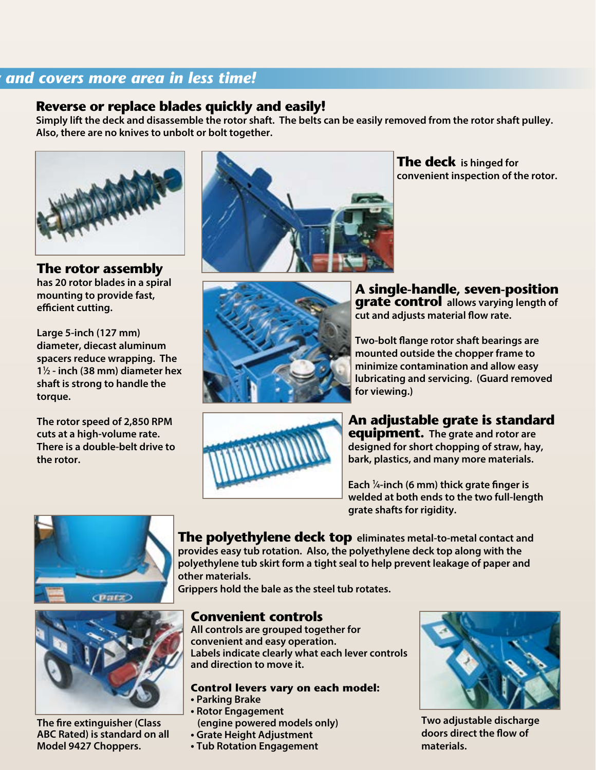*and covers more area in less time!*

## Reverse or replace blades quickly and easily!

**Simply lift the deck and disassemble the rotor shaft. The belts can be easily removed from the rotor shaft pulley. Also, there are no knives to unbolt or bolt together.**

### The rotor assembly

**has 20 rotor blades in a spiral mounting to provide fast, efficient cutting.**

**Large 5-inch (127 mm) diameter, diecast aluminum spacers reduce wrapping. The 1½ - inch (38 mm) diameter hex shaft is strong to handle the torque.**

**The rotor speed of 2,850 RPM cuts at a high-volume rate. There is a double-belt drive to the rotor.**

**The deck** **is hinged for convenient inspection of the rotor.**

**A single-handle, seven-position grate control** **allows varying length of cut and adjusts material flow rate.**

**Two-bolt flange rotor shaft bearings are mounted outside the chopper frame to minimize contamination and allow easy lubricating and servicing. (Guard removed for viewing.)**

**An adjustable grate is standard equipment.** **The grate and rotor are designed for short chopping of straw, hay, bark, plastics, and many more materials.**

**Each ¼-inch (6 mm) thick grate finger is welded at both ends to the two full-length grate shafts for rigidity.**

**The polyethylene deck top** **eliminates metal-to-metal contact and provides easy tub rotation. Also, the polyethylene deck top along with the polyethylene tub skirt form a tight seal to help prevent leakage of paper and other materials.**
**Grippers hold the bale as the steel tub rotates.**

**The fire extinguisher (Class ABC Rated) is standard on all Model 9427 Choppers.**

### Convenient controls

**All controls are grouped together for convenient and easy operation.**
**Labels indicate clearly what each lever controls and direction to move it.**

**Control levers vary on each model:**

- **Parking Brake**
- **Rotor Engagement (engine powered models only)**
- **Grate Height Adjustment**
- **Tub Rotation Engagement**

**Two adjustable discharge doors direct the flow of materials.**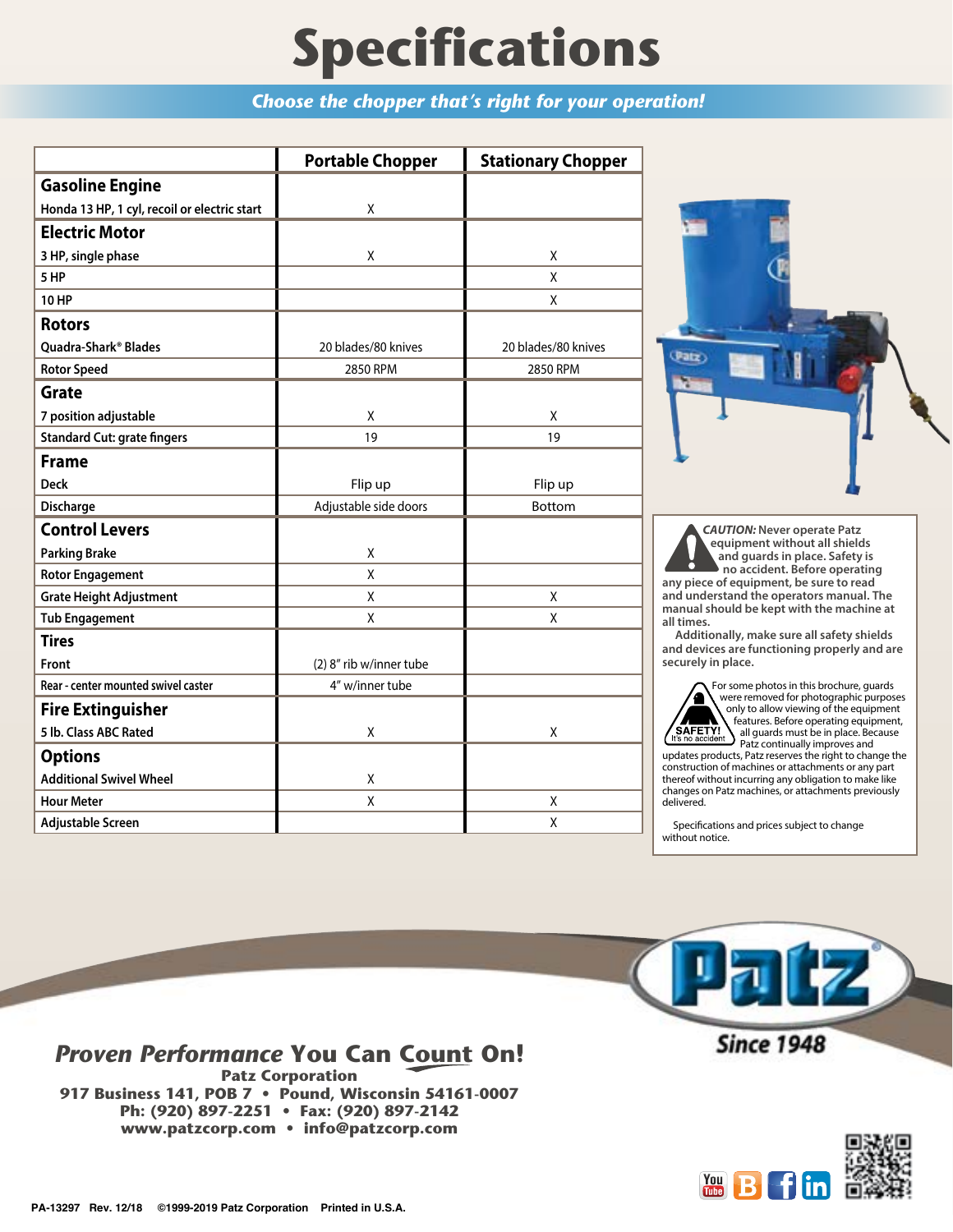# Specifications

***Choose the chopper that's right for your operation!***

| | Portable Chopper | Stationary Chopper |
|---|---|---|
| **Gasoline Engine** | | |
| Honda 13 HP, 1 cyl, recoil or electric start | X | |
| **Electric Motor** | | |
| 3 HP, single phase | X | X |
| 5 HP | | X |
| 10 HP | | X |
| **Rotors** | | |
| Quadra-Shark® Blades | 20 blades/80 knives | 20 blades/80 knives |
| Rotor Speed | 2850 RPM | 2850 RPM |
| **Grate** | | |
| 7 position adjustable | X | X |
| Standard Cut: grate fingers | 19 | 19 |
| **Frame** | | |
| Deck | Flip up | Flip up |
| Discharge | Adjustable side doors | Bottom |
| **Control Levers** | | |
| Parking Brake | X | |
| Rotor Engagement | X | |
| Grate Height Adjustment | X | X |
| Tub Engagement | X | X |
| **Tires** | | |
| Front | (2) 8" rib w/inner tube | |
| Rear - center mounted swivel caster | 4" w/inner tube | |
| **Fire Extinguisher** | | |
| 5 lb. Class ABC Rated | X | X |
| **Options** | | |
| Additional Swivel Wheel | X | |
| Hour Meter | X | X |
| Adjustable Screen | | X |

***CAUTION:*** **Never operate Patz equipment without all shields and guards in place. Safety is no accident. Before operating any piece of equipment, be sure to read and understand the operators manual. The manual should be kept with the machine at all times.**

**Additionally, make sure all safety shields and devices are functioning properly and are securely in place.**

SAFETY! It's no accident

For some photos in this brochure, guards were removed for photographic purposes only to allow viewing of the equipment features. Before operating equipment, all guards must be in place. Because Patz continually improves and updates products, Patz reserves the right to change the construction of machines or attachments or any part thereof without incurring any obligation to make like changes on Patz machines, or attachments previously delivered.

Specifications and prices subject to change without notice.

Patz

Since 1948

***Proven Performance* You Can Count On!**

**Patz Corporation**
**917 Business 141, POB 7 • Pound, Wisconsin 54161-0007**
**Ph: (920) 897-2251 • Fax: (920) 897-2142**
**www.patzcorp.com • info@patzcorp.com**

PA-13297 Rev. 12/18 ©1999-2019 Patz Corporation Printed in U.S.A.